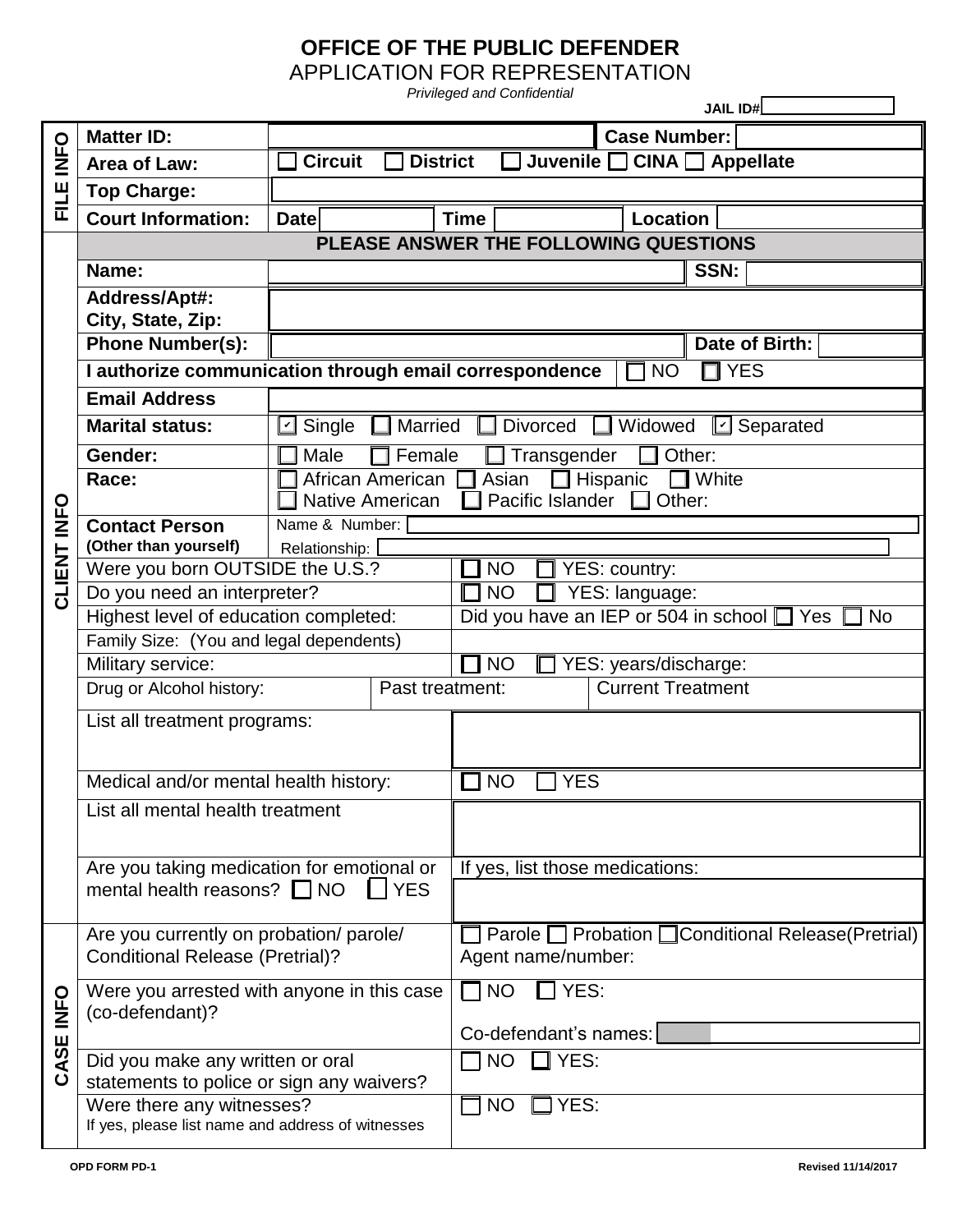# OFFICE OF THE PUBLIC DEFENDER

## APPLICATION FOR REPRESENTATION

*Privileged and Confidential*

**JAIL ID#** 

| | | |
|---|---|---|
| **FILE INFO** | **Matter ID:** | **Case Number:** |
| | **Area of Law:** | ☐ **Circuit** ☐ **District** ☐ **Juvenile** ☐ **CINA** ☐ **Appellate** |
| | **Top Charge:** | |
| | **Court Information:** | **Date** **Time** **Location** |

| | | |
|---|---|---|
| **CLIENT INFO** | **PLEASE ANSWER THE FOLLOWING QUESTIONS** | |
| | **Name:** | **SSN:** |
| | **Address/Apt#: City, State, Zip:** | |
| | **Phone Number(s):** | **Date of Birth:** |
| | **I authorize communication through email correspondence** | ☐ NO ☐ YES |
| | **Email Address** | |
| | **Marital status:** | ☑ Single ☐ Married ☐ Divorced ☐ Widowed ☑ Separated |
| | **Gender:** | ☐ Male ☐ Female ☐ Transgender ☐ Other: |
| | **Race:** | ☐ African American ☐ Asian ☐ Hispanic ☐ White ☐ Native American ☐ Pacific Islander ☐ Other: |
| | **Contact Person (Other than yourself)** | Name & Number: Relationship: |
| | Were you born OUTSIDE the U.S.? | ☐ NO ☐ YES: country: |
| | Do you need an interpreter? | ☐ NO ☐ YES: language: |
| | Highest level of education completed: | Did you have an IEP or 504 in school ☐ Yes ☐ No |
| | Family Size: (You and legal dependents) | |
| | Military service: | ☐ NO ☐ YES: years/discharge: |
| | Drug or Alcohol history: | Past treatment: Current Treatment |
| | List all treatment programs: | |
| | Medical and/or mental health history: | ☐ NO ☐ YES |
| | List all mental health treatment | |
| | Are you taking medication for emotional or mental health reasons? ☐ NO ☐ YES | If yes, list those medications: |

| | | |
|---|---|---|
| **CASE INFO** | Are you currently on probation/ parole/ Conditional Release (Pretrial)? | ☐ Parole ☐ Probation ☐ Conditional Release(Pretrial) Agent name/number: |
| | Were you arrested with anyone in this case (co-defendant)? | ☐ NO ☐ YES: Co-defendant's names: |
| | Did you make any written or oral statements to police or sign any waivers? | ☐ NO ☐ YES: |
| | Were there any witnesses? If yes, please list name and address of witnesses | ☐ NO ☐ YES: |

OPD FORM PD-1 Revised 11/14/2017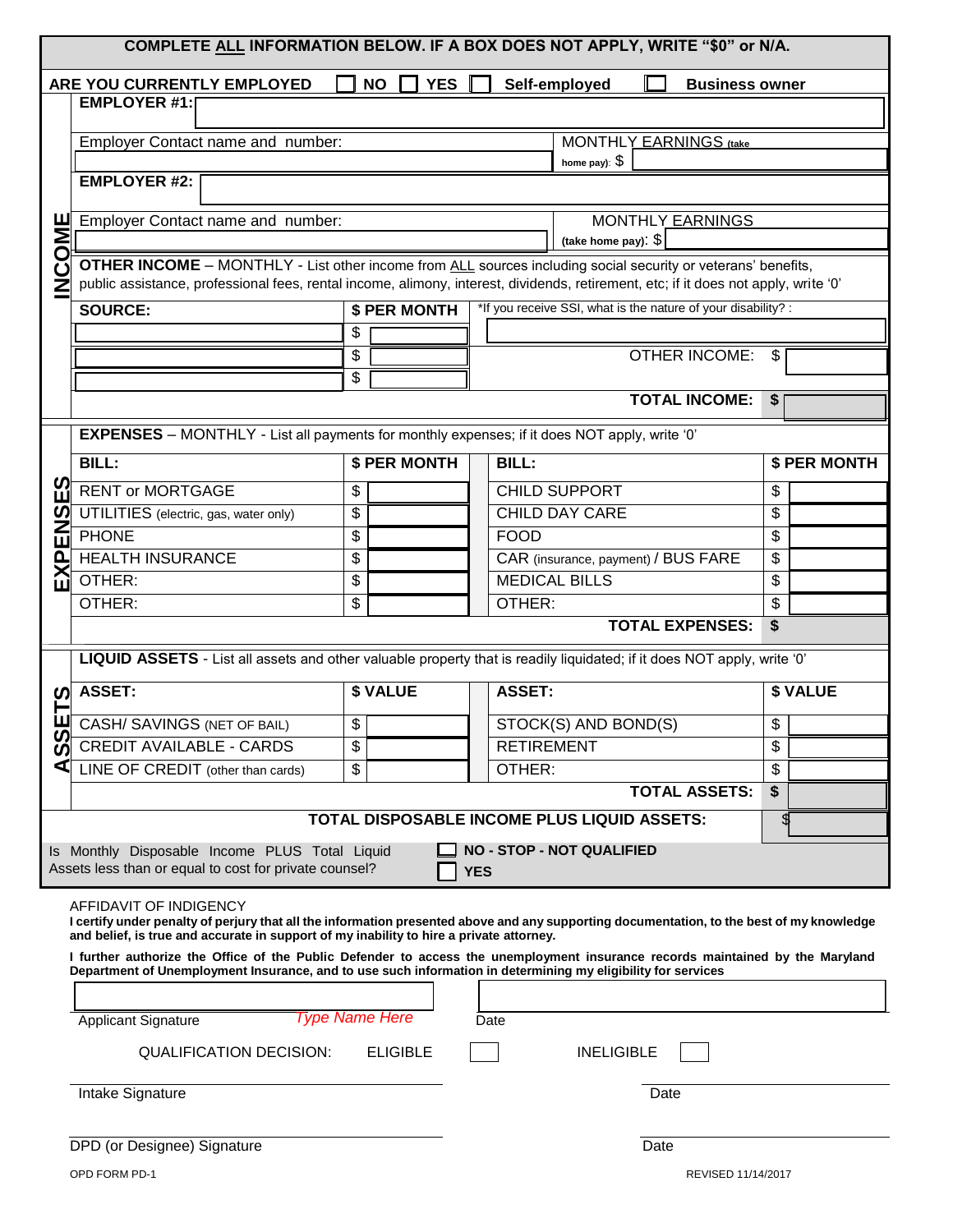**COMPLETE ALL INFORMATION BELOW. IF A BOX DOES NOT APPLY, WRITE "$0" or N/A.**

**ARE YOU CURRENTLY EMPLOYED** ☐ **NO** ☐ **YES** ☐ **Self-employed** ☐ **Business owner**

## INCOME

**EMPLOYER #1:**

Employer Contact name and number:

MONTHLY EARNINGS (take home pay): $

**EMPLOYER #2:**

Employer Contact name and number:

MONTHLY EARNINGS (take home pay): $

**OTHER INCOME** – MONTHLY - List other income from ALL sources including social security or veterans' benefits, public assistance, professional fees, rental income, alimony, interest, dividends, retirement, etc; if it does not apply, write '0'

| SOURCE: | $ PER MONTH | |
|---|---|---|
| | $ | *If you receive SSI, what is the nature of your disability? : |
| | $ | OTHER INCOME: $ |
| | $ | |
| | | **TOTAL INCOME: $** |

## EXPENSES

**EXPENSES** – MONTHLY - List all payments for monthly expenses; if it does NOT apply, write '0'

| BILL: | $ PER MONTH | BILL: | $ PER MONTH |
|---|---|---|---|
| RENT or MORTGAGE | $ | CHILD SUPPORT | $ |
| UTILITIES (electric, gas, water only) | $ | CHILD DAY CARE | $ |
| PHONE | $ | FOOD | $ |
| HEALTH INSURANCE | $ | CAR (insurance, payment) / BUS FARE | $ |
| OTHER: | $ | MEDICAL BILLS | $ |
| OTHER: | $ | OTHER: | $ |
| | | **TOTAL EXPENSES:** | **$** |

## ASSETS

**LIQUID ASSETS** - List all assets and other valuable property that is readily liquidated; if it does NOT apply, write '0'

| ASSET: | $ VALUE | ASSET: | $ VALUE |
|---|---|---|---|
| CASH/ SAVINGS (NET OF BAIL) | $ | STOCK(S) AND BOND(S) | $ |
| CREDIT AVAILABLE - CARDS | $ | RETIREMENT | $ |
| LINE OF CREDIT (other than cards) | $ | OTHER: | $ |
| | | **TOTAL ASSETS:** | **$** |

**TOTAL DISPOSABLE INCOME PLUS LIQUID ASSETS:** $

Is Monthly Disposable Income PLUS Total Liquid Assets less than or equal to cost for private counsel?
☐ **NO - STOP - NOT QUALIFIED**
☐ **YES**

AFFIDAVIT OF INDIGENCY

**I certify under penalty of perjury that all the information presented above and any supporting documentation, to the best of my knowledge and belief, is true and accurate in support of my inability to hire a private attorney.**

**I further authorize the Office of the Public Defender to access the unemployment insurance records maintained by the Maryland Department of Unemployment Insurance, and to use such information in determining my eligibility for services**

Applicant Signature *Type Name Here* Date

QUALIFICATION DECISION: ELIGIBLE ☐ INELIGIBLE ☐

Intake Signature Date

DPD (or Designee) Signature Date

OPD FORM PD-1 REVISED 11/14/2017